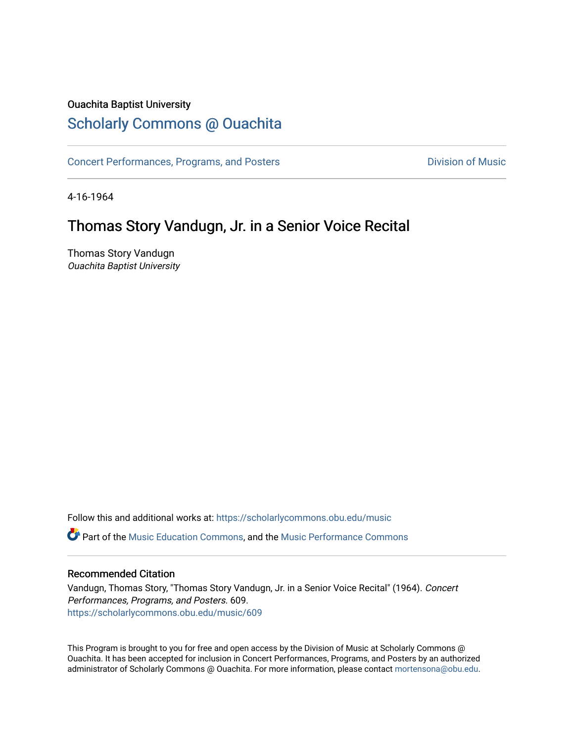Ouachita Baptist University

## Scholarly Commons @ Ouachita

Concert Performances, Programs, and Posters

Division of Music

4-16-1964

# Thomas Story Vandugn, Jr. in a Senior Voice Recital

Thomas Story Vandugn
*Ouachita Baptist University*

Follow this and additional works at: https://scholarlycommons.obu.edu/music

Part of the Music Education Commons, and the Music Performance Commons

### Recommended Citation

Vandugn, Thomas Story, "Thomas Story Vandugn, Jr. in a Senior Voice Recital" (1964). *Concert Performances, Programs, and Posters*. 609.
https://scholarlycommons.obu.edu/music/609

This Program is brought to you for free and open access by the Division of Music at Scholarly Commons @ Ouachita. It has been accepted for inclusion in Concert Performances, Programs, and Posters by an authorized administrator of Scholarly Commons @ Ouachita. For more information, please contact mortensona@obu.edu.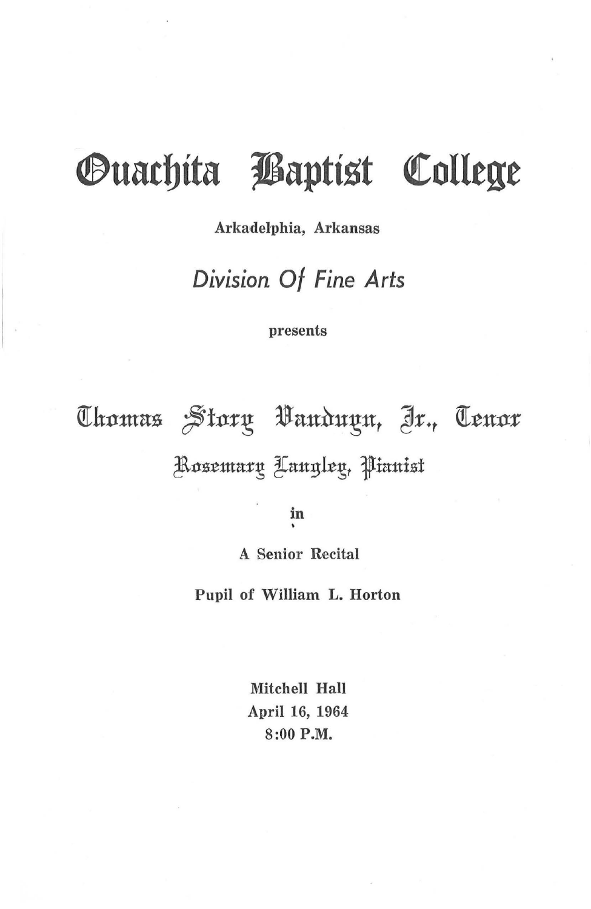# Ouachita Baptist College

**Arkadelphia, Arkansas**

*Division Of Fine Arts*

**presents**

## Thomas Story Vanduyn, Jr., Tenor

### Rosemary Langley, Pianist

**in**

**A Senior Recital**

**Pupil of William L. Horton**

**Mitchell Hall**
**April 16, 1964**
**8:00 P.M.**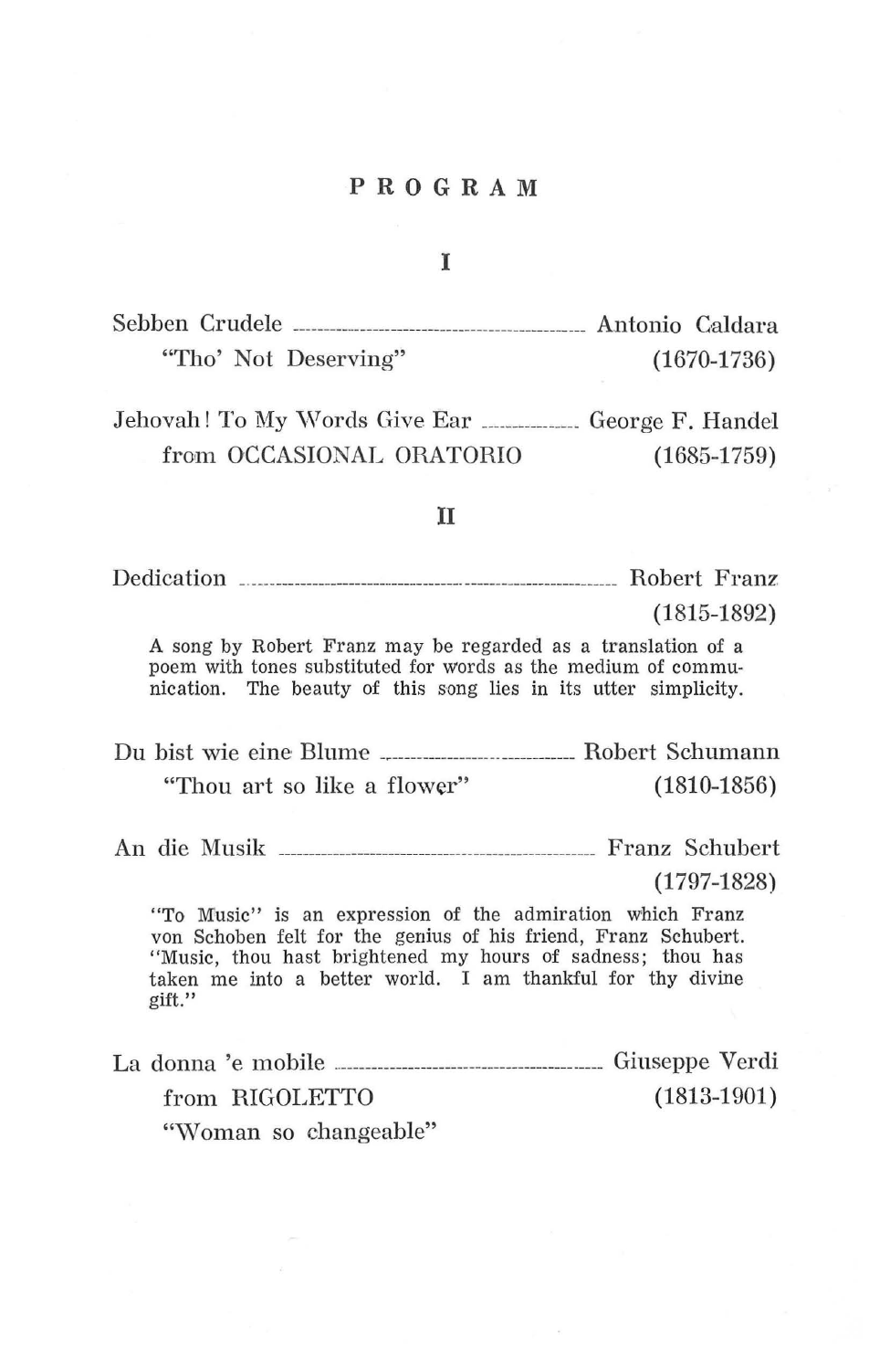# PROGRAM

## I

Sebben Crudele ........ Antonio Caldara
"Tho' Not Deserving" (1670-1736)

Jehovah! To My Words Give Ear ........ George F. Handel
from OCCASIONAL ORATORIO (1685-1759)

## II

Dedication ........ Robert Franz
(1815-1892)

A song by Robert Franz may be regarded as a translation of a poem with tones substituted for words as the medium of communication. The beauty of this song lies in its utter simplicity.

Du bist wie eine Blume ........ Robert Schumann
"Thou art so like a flower" (1810-1856)

An die Musik ........ Franz Schubert
(1797-1828)

"To Music" is an expression of the admiration which Franz von Schoben felt for the genius of his friend, Franz Schubert. "Music, thou hast brightened my hours of sadness; thou has taken me into a better world. I am thankful for thy divine gift."

La donna 'e mobile ........ Giuseppe Verdi
from RIGOLETTO (1813-1901)
"Woman so changeable"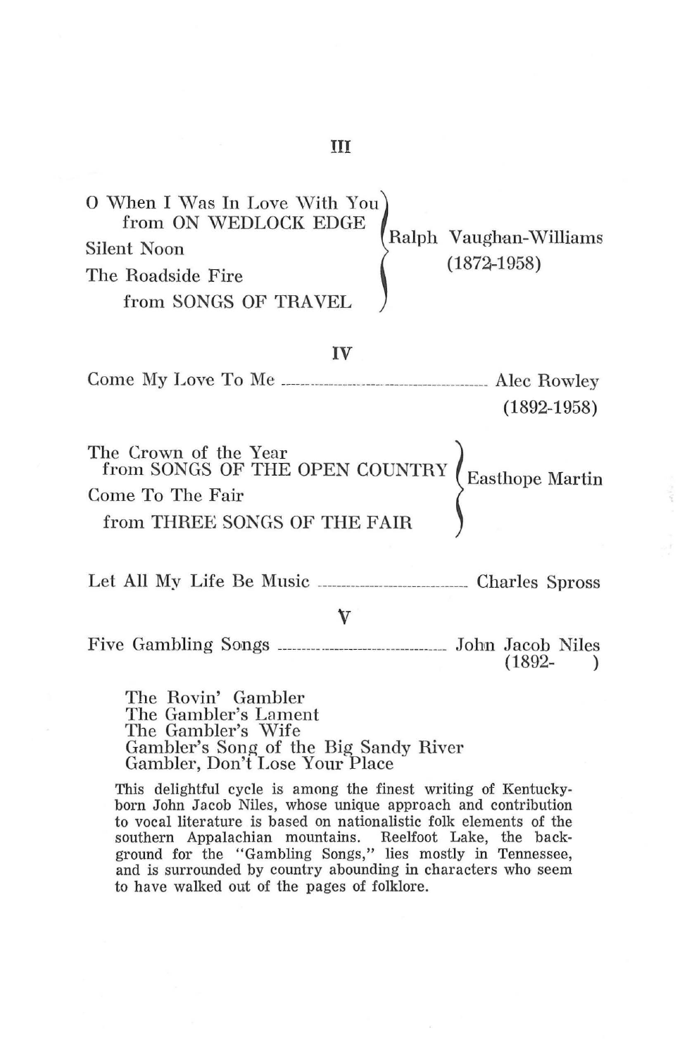## III

O When I Was In Love With You
from ON WEDLOCK EDGE
Silent Noon
The Roadside Fire
from SONGS OF TRAVEL
— Ralph Vaughan-Williams (1872-1958)

## IV

Come My Love To Me ........................................ Alec Rowley (1892-1958)

The Crown of the Year
from SONGS OF THE OPEN COUNTRY
Come To The Fair
from THREE SONGS OF THE FAIR
— Easthope Martin

Let All My Life Be Music .............................. Charles Spross

## V

Five Gambling Songs ...................................... John Jacob Niles (1892- )

The Rovin' Gambler
The Gambler's Lament
The Gambler's Wife
Gambler's Song of the Big Sandy River
Gambler, Don't Lose Your Place

This delightful cycle is among the finest writing of Kentucky-born John Jacob Niles, whose unique approach and contribution to vocal literature is based on nationalistic folk elements of the southern Appalachian mountains. Reelfoot Lake, the background for the "Gambling Songs," lies mostly in Tennessee, and is surrounded by country abounding in characters who seem to have walked out of the pages of folklore.